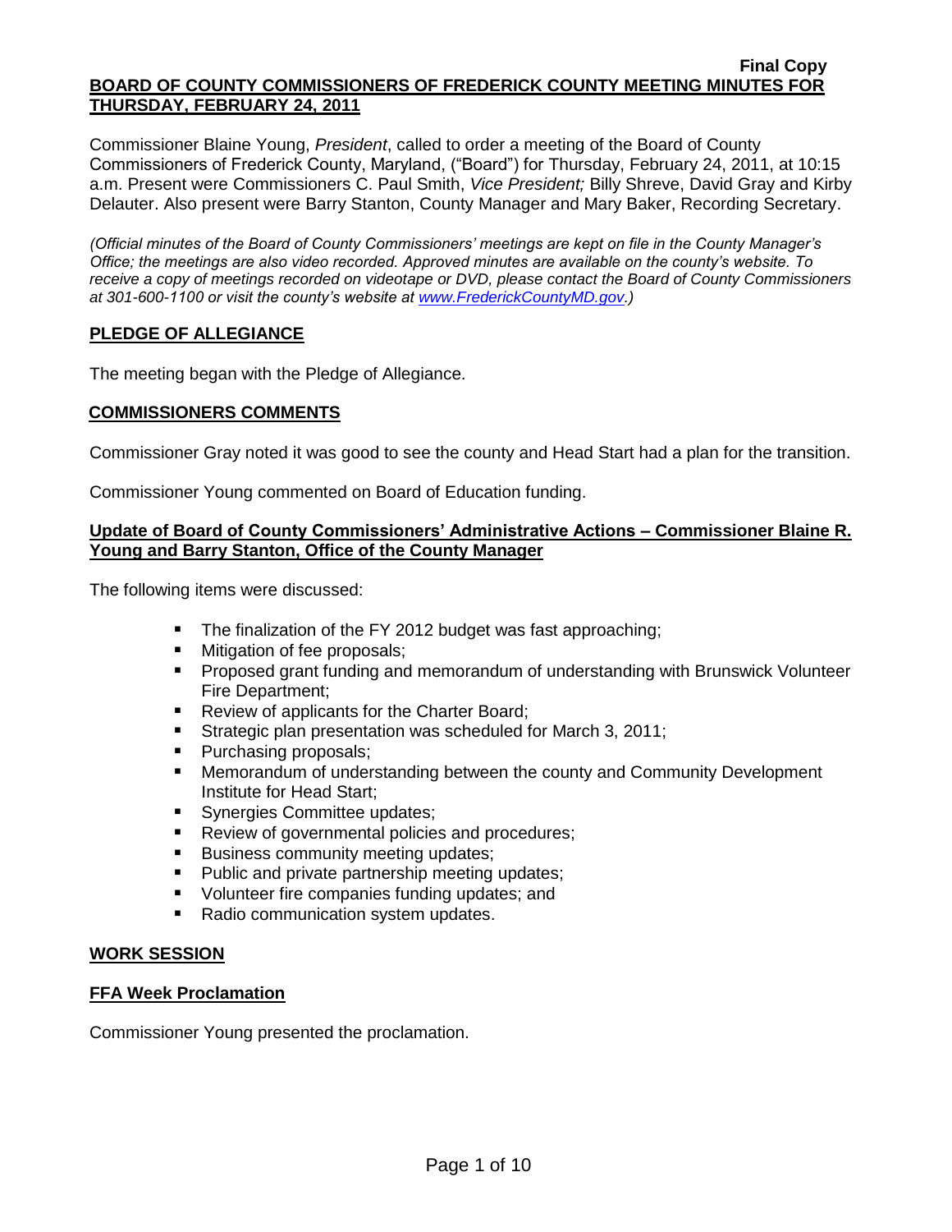**Final Copy**

**BOARD OF COUNTY COMMISSIONERS OF FREDERICK COUNTY MEETING MINUTES FOR THURSDAY, FEBRUARY 24, 2011**

Commissioner Blaine Young, *President*, called to order a meeting of the Board of County Commissioners of Frederick County, Maryland, ("Board") for Thursday, February 24, 2011, at 10:15 a.m. Present were Commissioners C. Paul Smith, *Vice President;* Billy Shreve, David Gray and Kirby Delauter. Also present were Barry Stanton, County Manager and Mary Baker, Recording Secretary.

*(Official minutes of the Board of County Commissioners' meetings are kept on file in the County Manager's Office; the meetings are also video recorded. Approved minutes are available on the county's website. To receive a copy of meetings recorded on videotape or DVD, please contact the Board of County Commissioners at 301-600-1100 or visit the county's website at www.FrederickCountyMD.gov.)*

## PLEDGE OF ALLEGIANCE

The meeting began with the Pledge of Allegiance.

## COMMISSIONERS COMMENTS

Commissioner Gray noted it was good to see the county and Head Start had a plan for the transition.

Commissioner Young commented on Board of Education funding.

### Update of Board of County Commissioners' Administrative Actions – Commissioner Blaine R. Young and Barry Stanton, Office of the County Manager

The following items were discussed:

- The finalization of the FY 2012 budget was fast approaching;
- Mitigation of fee proposals;
- Proposed grant funding and memorandum of understanding with Brunswick Volunteer Fire Department;
- Review of applicants for the Charter Board;
- Strategic plan presentation was scheduled for March 3, 2011;
- Purchasing proposals;
- Memorandum of understanding between the county and Community Development Institute for Head Start;
- Synergies Committee updates;
- Review of governmental policies and procedures;
- Business community meeting updates;
- Public and private partnership meeting updates;
- Volunteer fire companies funding updates; and
- Radio communication system updates.

## WORK SESSION

### FFA Week Proclamation

Commissioner Young presented the proclamation.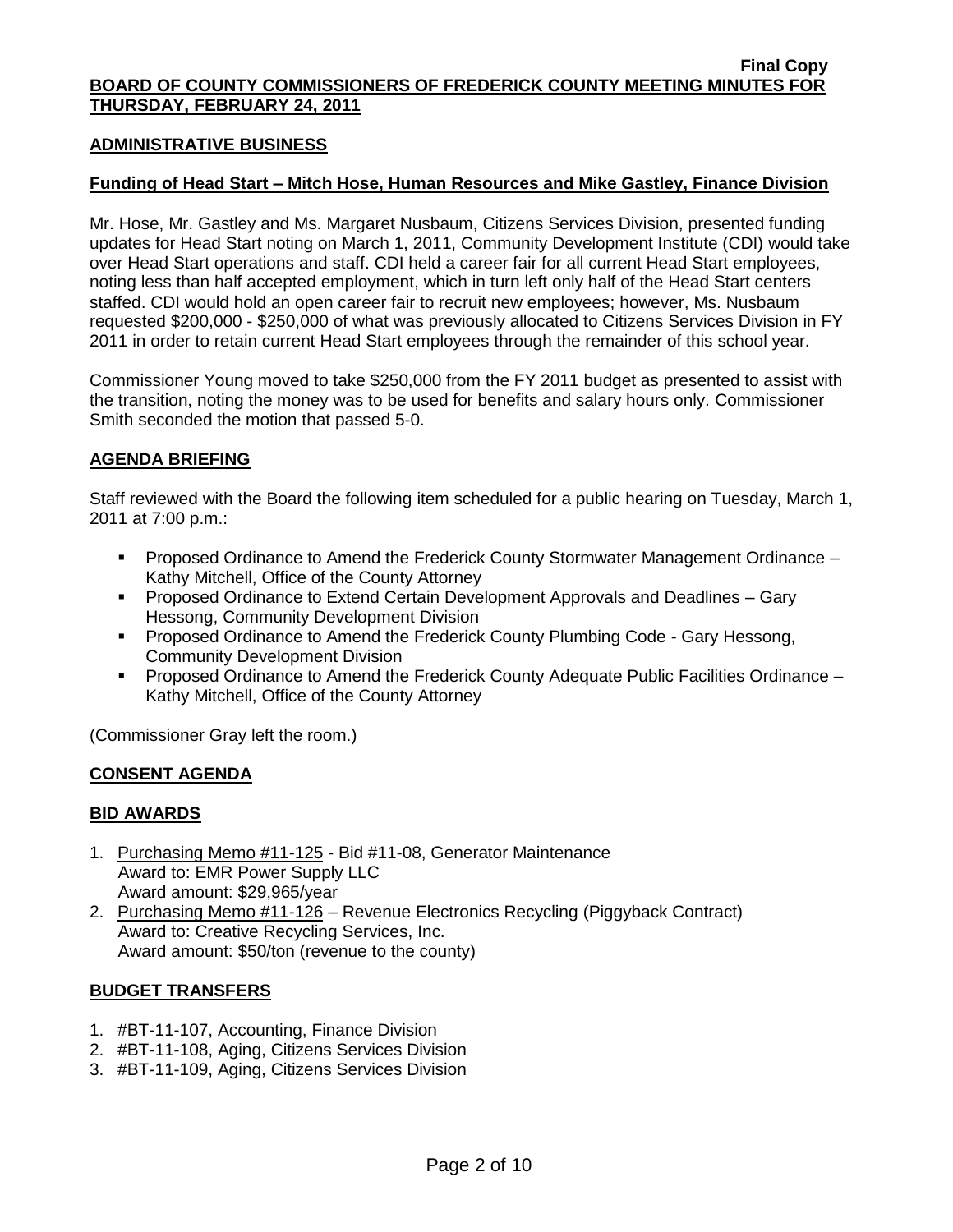## ADMINISTRATIVE BUSINESS

### Funding of Head Start – Mitch Hose, Human Resources and Mike Gastley, Finance Division

Mr. Hose, Mr. Gastley and Ms. Margaret Nusbaum, Citizens Services Division, presented funding updates for Head Start noting on March 1, 2011, Community Development Institute (CDI) would take over Head Start operations and staff. CDI held a career fair for all current Head Start employees, noting less than half accepted employment, which in turn left only half of the Head Start centers staffed. CDI would hold an open career fair to recruit new employees; however, Ms. Nusbaum requested $200,000 - $250,000 of what was previously allocated to Citizens Services Division in FY 2011 in order to retain current Head Start employees through the remainder of this school year.

Commissioner Young moved to take $250,000 from the FY 2011 budget as presented to assist with the transition, noting the money was to be used for benefits and salary hours only. Commissioner Smith seconded the motion that passed 5-0.

## AGENDA BRIEFING

Staff reviewed with the Board the following item scheduled for a public hearing on Tuesday, March 1, 2011 at 7:00 p.m.:

- Proposed Ordinance to Amend the Frederick County Stormwater Management Ordinance – Kathy Mitchell, Office of the County Attorney
- Proposed Ordinance to Extend Certain Development Approvals and Deadlines – Gary Hessong, Community Development Division
- Proposed Ordinance to Amend the Frederick County Plumbing Code - Gary Hessong, Community Development Division
- Proposed Ordinance to Amend the Frederick County Adequate Public Facilities Ordinance – Kathy Mitchell, Office of the County Attorney

(Commissioner Gray left the room.)

## CONSENT AGENDA

## BID AWARDS

1. Purchasing Memo #11-125 - Bid #11-08, Generator Maintenance
   Award to: EMR Power Supply LLC
   Award amount: $29,965/year
2. Purchasing Memo #11-126 – Revenue Electronics Recycling (Piggyback Contract)
   Award to: Creative Recycling Services, Inc.
   Award amount: $50/ton (revenue to the county)

## BUDGET TRANSFERS

1. #BT-11-107, Accounting, Finance Division
2. #BT-11-108, Aging, Citizens Services Division
3. #BT-11-109, Aging, Citizens Services Division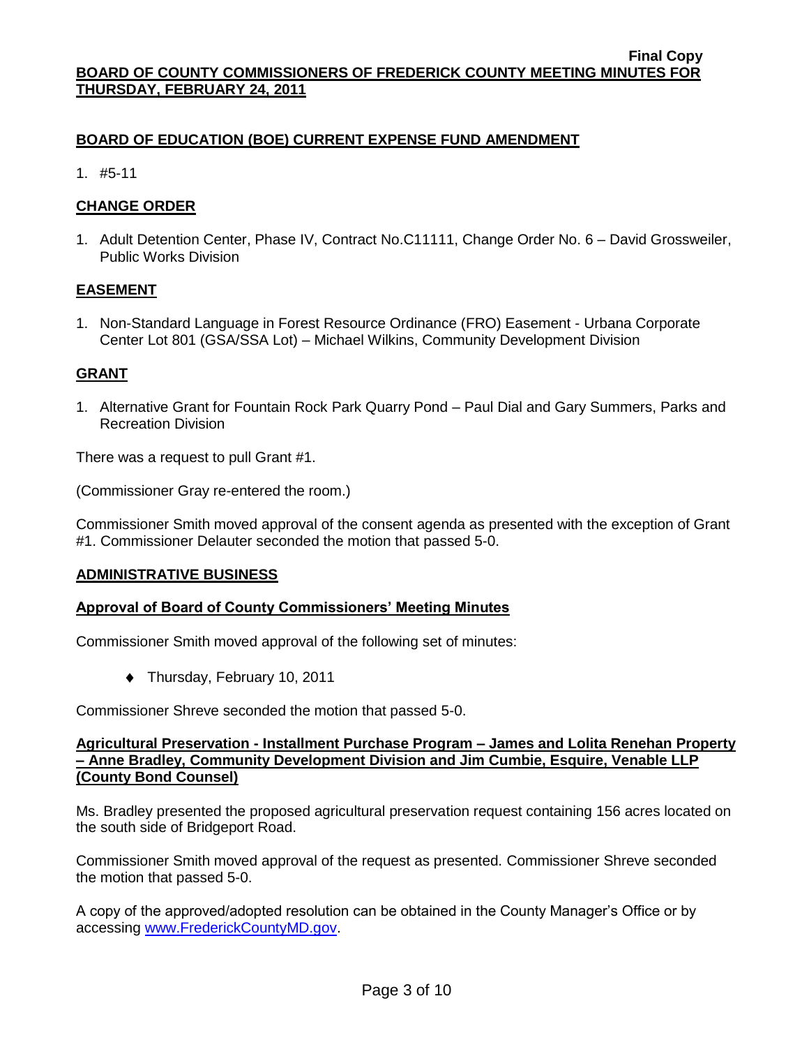## BOARD OF EDUCATION (BOE) CURRENT EXPENSE FUND AMENDMENT

1. #5-11

## CHANGE ORDER

1. Adult Detention Center, Phase IV, Contract No.C11111, Change Order No. 6 – David Grossweiler, Public Works Division

## EASEMENT

1. Non-Standard Language in Forest Resource Ordinance (FRO) Easement - Urbana Corporate Center Lot 801 (GSA/SSA Lot) – Michael Wilkins, Community Development Division

## GRANT

1. Alternative Grant for Fountain Rock Park Quarry Pond – Paul Dial and Gary Summers, Parks and Recreation Division

There was a request to pull Grant #1.

(Commissioner Gray re-entered the room.)

Commissioner Smith moved approval of the consent agenda as presented with the exception of Grant #1. Commissioner Delauter seconded the motion that passed 5-0.

## ADMINISTRATIVE BUSINESS

### Approval of Board of County Commissioners' Meeting Minutes

Commissioner Smith moved approval of the following set of minutes:

- Thursday, February 10, 2011

Commissioner Shreve seconded the motion that passed 5-0.

### Agricultural Preservation - Installment Purchase Program – James and Lolita Renehan Property – Anne Bradley, Community Development Division and Jim Cumbie, Esquire, Venable LLP (County Bond Counsel)

Ms. Bradley presented the proposed agricultural preservation request containing 156 acres located on the south side of Bridgeport Road.

Commissioner Smith moved approval of the request as presented. Commissioner Shreve seconded the motion that passed 5-0.

A copy of the approved/adopted resolution can be obtained in the County Manager's Office or by accessing www.FrederickCountyMD.gov.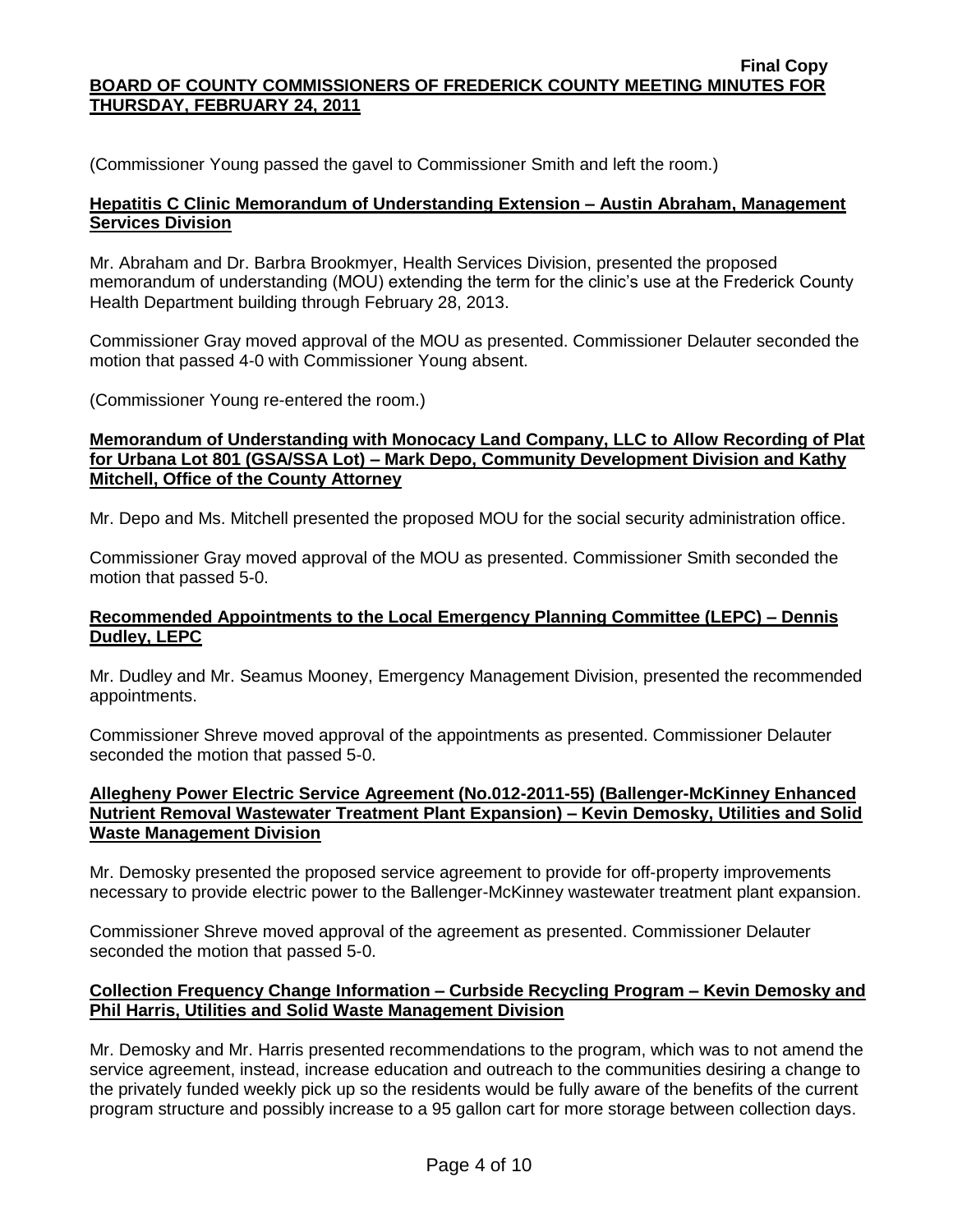(Commissioner Young passed the gavel to Commissioner Smith and left the room.)

**Hepatitis C Clinic Memorandum of Understanding Extension – Austin Abraham, Management Services Division**

Mr. Abraham and Dr. Barbra Brookmyer, Health Services Division, presented the proposed memorandum of understanding (MOU) extending the term for the clinic's use at the Frederick County Health Department building through February 28, 2013.

Commissioner Gray moved approval of the MOU as presented. Commissioner Delauter seconded the motion that passed 4-0 with Commissioner Young absent.

(Commissioner Young re-entered the room.)

**Memorandum of Understanding with Monocacy Land Company, LLC to Allow Recording of Plat for Urbana Lot 801 (GSA/SSA Lot) – Mark Depo, Community Development Division and Kathy Mitchell, Office of the County Attorney**

Mr. Depo and Ms. Mitchell presented the proposed MOU for the social security administration office.

Commissioner Gray moved approval of the MOU as presented. Commissioner Smith seconded the motion that passed 5-0.

**Recommended Appointments to the Local Emergency Planning Committee (LEPC) – Dennis Dudley, LEPC**

Mr. Dudley and Mr. Seamus Mooney, Emergency Management Division, presented the recommended appointments.

Commissioner Shreve moved approval of the appointments as presented. Commissioner Delauter seconded the motion that passed 5-0.

**Allegheny Power Electric Service Agreement (No.012-2011-55) (Ballenger-McKinney Enhanced Nutrient Removal Wastewater Treatment Plant Expansion) – Kevin Demosky, Utilities and Solid Waste Management Division**

Mr. Demosky presented the proposed service agreement to provide for off-property improvements necessary to provide electric power to the Ballenger-McKinney wastewater treatment plant expansion.

Commissioner Shreve moved approval of the agreement as presented. Commissioner Delauter seconded the motion that passed 5-0.

**Collection Frequency Change Information – Curbside Recycling Program – Kevin Demosky and Phil Harris, Utilities and Solid Waste Management Division**

Mr. Demosky and Mr. Harris presented recommendations to the program, which was to not amend the service agreement, instead, increase education and outreach to the communities desiring a change to the privately funded weekly pick up so the residents would be fully aware of the benefits of the current program structure and possibly increase to a 95 gallon cart for more storage between collection days.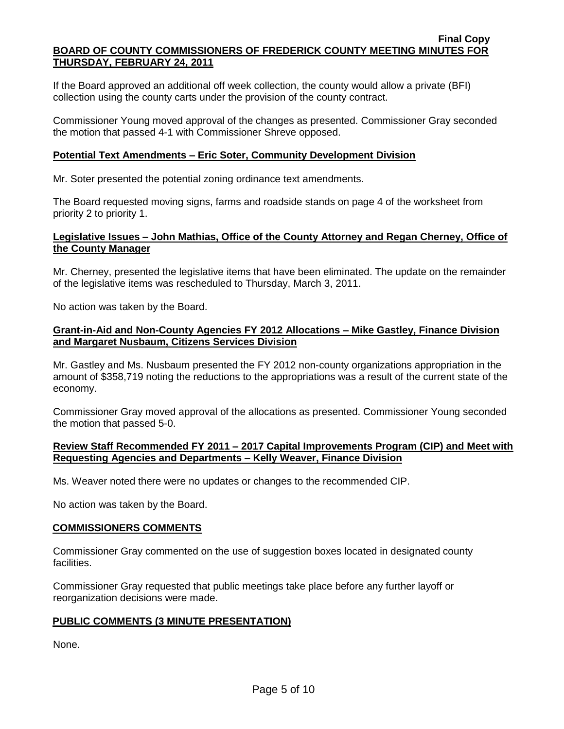If the Board approved an additional off week collection, the county would allow a private (BFI) collection using the county carts under the provision of the county contract.

Commissioner Young moved approval of the changes as presented. Commissioner Gray seconded the motion that passed 4-1 with Commissioner Shreve opposed.

**Potential Text Amendments – Eric Soter, Community Development Division**

Mr. Soter presented the potential zoning ordinance text amendments.

The Board requested moving signs, farms and roadside stands on page 4 of the worksheet from priority 2 to priority 1.

**Legislative Issues – John Mathias, Office of the County Attorney and Regan Cherney, Office of the County Manager**

Mr. Cherney, presented the legislative items that have been eliminated. The update on the remainder of the legislative items was rescheduled to Thursday, March 3, 2011.

No action was taken by the Board.

**Grant-in-Aid and Non-County Agencies FY 2012 Allocations – Mike Gastley, Finance Division and Margaret Nusbaum, Citizens Services Division**

Mr. Gastley and Ms. Nusbaum presented the FY 2012 non-county organizations appropriation in the amount of $358,719 noting the reductions to the appropriations was a result of the current state of the economy.

Commissioner Gray moved approval of the allocations as presented. Commissioner Young seconded the motion that passed 5-0.

**Review Staff Recommended FY 2011 – 2017 Capital Improvements Program (CIP) and Meet with Requesting Agencies and Departments – Kelly Weaver, Finance Division**

Ms. Weaver noted there were no updates or changes to the recommended CIP.

No action was taken by the Board.

## COMMISSIONERS COMMENTS

Commissioner Gray commented on the use of suggestion boxes located in designated county facilities.

Commissioner Gray requested that public meetings take place before any further layoff or reorganization decisions were made.

## PUBLIC COMMENTS (3 MINUTE PRESENTATION)

None.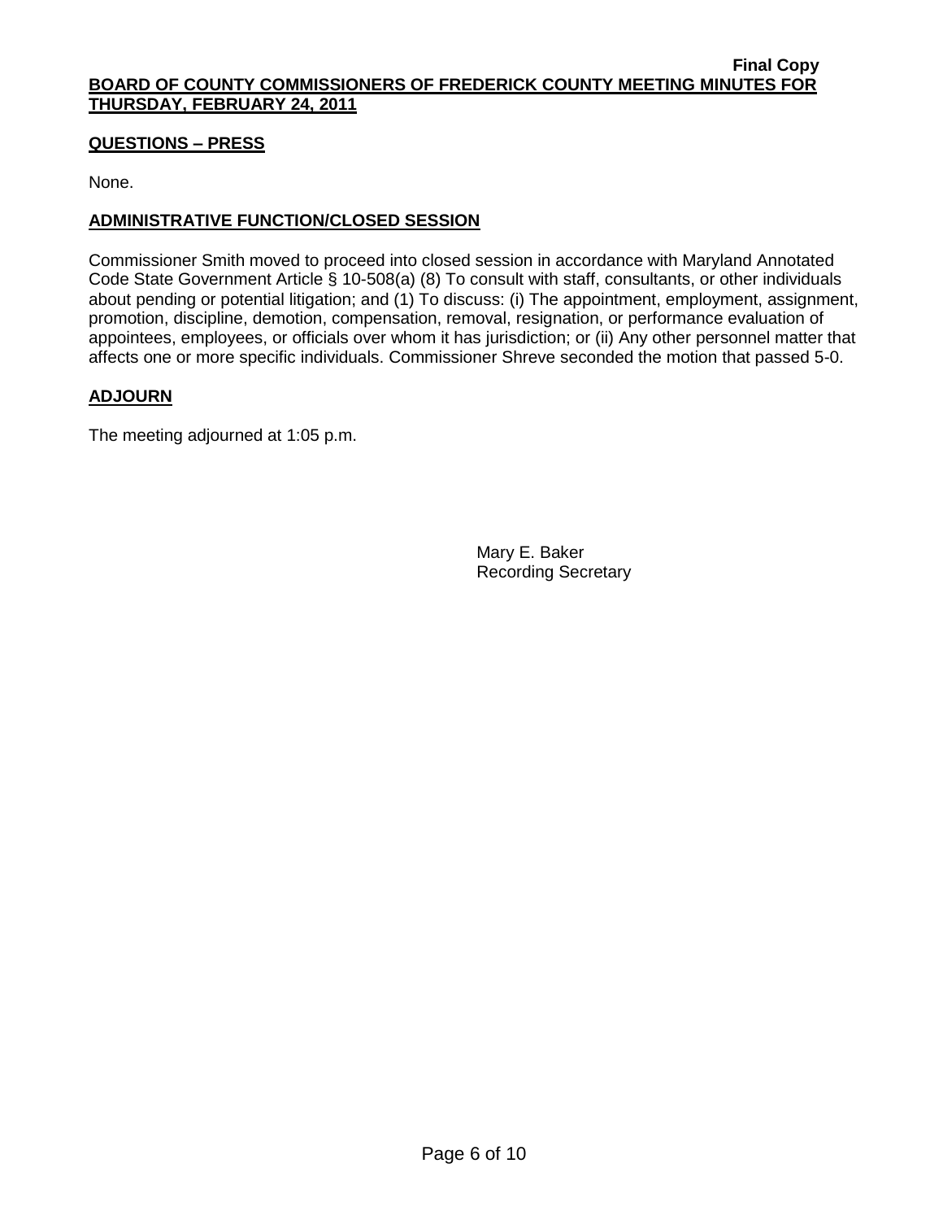## QUESTIONS – PRESS

None.

## ADMINISTRATIVE FUNCTION/CLOSED SESSION

Commissioner Smith moved to proceed into closed session in accordance with Maryland Annotated Code State Government Article § 10-508(a) (8) To consult with staff, consultants, or other individuals about pending or potential litigation; and (1) To discuss: (i) The appointment, employment, assignment, promotion, discipline, demotion, compensation, removal, resignation, or performance evaluation of appointees, employees, or officials over whom it has jurisdiction; or (ii) Any other personnel matter that affects one or more specific individuals. Commissioner Shreve seconded the motion that passed 5-0.

## ADJOURN

The meeting adjourned at 1:05 p.m.

Mary E. Baker
Recording Secretary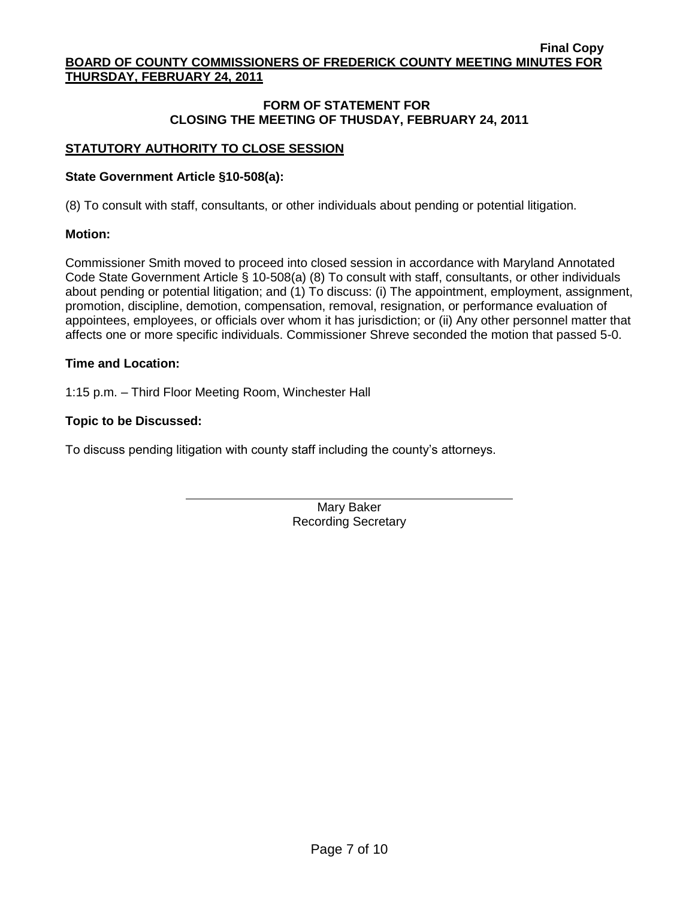## FORM OF STATEMENT FOR CLOSING THE MEETING OF THUSDAY, FEBRUARY 24, 2011

### STATUTORY AUTHORITY TO CLOSE SESSION

**State Government Article §10-508(a):**

(8) To consult with staff, consultants, or other individuals about pending or potential litigation.

**Motion:**

Commissioner Smith moved to proceed into closed session in accordance with Maryland Annotated Code State Government Article § 10-508(a) (8) To consult with staff, consultants, or other individuals about pending or potential litigation; and (1) To discuss: (i) The appointment, employment, assignment, promotion, discipline, demotion, compensation, removal, resignation, or performance evaluation of appointees, employees, or officials over whom it has jurisdiction; or (ii) Any other personnel matter that affects one or more specific individuals. Commissioner Shreve seconded the motion that passed 5-0.

**Time and Location:**

1:15 p.m. – Third Floor Meeting Room, Winchester Hall

**Topic to be Discussed:**

To discuss pending litigation with county staff including the county's attorneys.

Mary Baker
Recording Secretary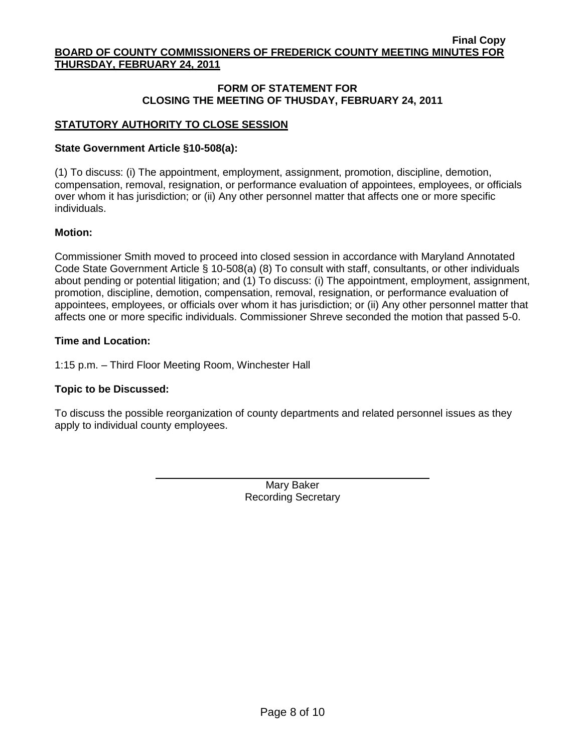**Final Copy**

**BOARD OF COUNTY COMMISSIONERS OF FREDERICK COUNTY MEETING MINUTES FOR THURSDAY, FEBRUARY 24, 2011**

## FORM OF STATEMENT FOR CLOSING THE MEETING OF THUSDAY, FEBRUARY 24, 2011

### STATUTORY AUTHORITY TO CLOSE SESSION

**State Government Article §10-508(a):**

(1) To discuss: (i) The appointment, employment, assignment, promotion, discipline, demotion, compensation, removal, resignation, or performance evaluation of appointees, employees, or officials over whom it has jurisdiction; or (ii) Any other personnel matter that affects one or more specific individuals.

**Motion:**

Commissioner Smith moved to proceed into closed session in accordance with Maryland Annotated Code State Government Article § 10-508(a) (8) To consult with staff, consultants, or other individuals about pending or potential litigation; and (1) To discuss: (i) The appointment, employment, assignment, promotion, discipline, demotion, compensation, removal, resignation, or performance evaluation of appointees, employees, or officials over whom it has jurisdiction; or (ii) Any other personnel matter that affects one or more specific individuals. Commissioner Shreve seconded the motion that passed 5-0.

**Time and Location:**

1:15 p.m. – Third Floor Meeting Room, Winchester Hall

**Topic to be Discussed:**

To discuss the possible reorganization of county departments and related personnel issues as they apply to individual county employees.

Mary Baker
Recording Secretary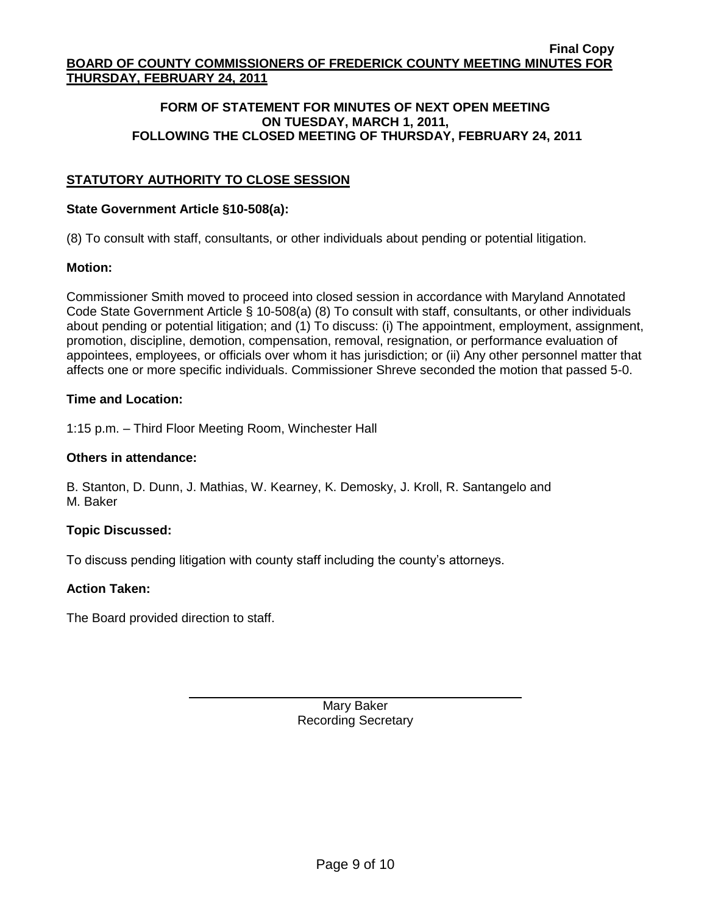**Final Copy**

**BOARD OF COUNTY COMMISSIONERS OF FREDERICK COUNTY MEETING MINUTES FOR THURSDAY, FEBRUARY 24, 2011**

## FORM OF STATEMENT FOR MINUTES OF NEXT OPEN MEETING ON TUESDAY, MARCH 1, 2011, FOLLOWING THE CLOSED MEETING OF THURSDAY, FEBRUARY 24, 2011

### STATUTORY AUTHORITY TO CLOSE SESSION

**State Government Article §10-508(a):**

(8) To consult with staff, consultants, or other individuals about pending or potential litigation.

**Motion:**

Commissioner Smith moved to proceed into closed session in accordance with Maryland Annotated Code State Government Article § 10-508(a) (8) To consult with staff, consultants, or other individuals about pending or potential litigation; and (1) To discuss: (i) The appointment, employment, assignment, promotion, discipline, demotion, compensation, removal, resignation, or performance evaluation of appointees, employees, or officials over whom it has jurisdiction; or (ii) Any other personnel matter that affects one or more specific individuals. Commissioner Shreve seconded the motion that passed 5-0.

**Time and Location:**

1:15 p.m. – Third Floor Meeting Room, Winchester Hall

**Others in attendance:**

B. Stanton, D. Dunn, J. Mathias, W. Kearney, K. Demosky, J. Kroll, R. Santangelo and M. Baker

**Topic Discussed:**

To discuss pending litigation with county staff including the county's attorneys.

**Action Taken:**

The Board provided direction to staff.

Mary Baker
Recording Secretary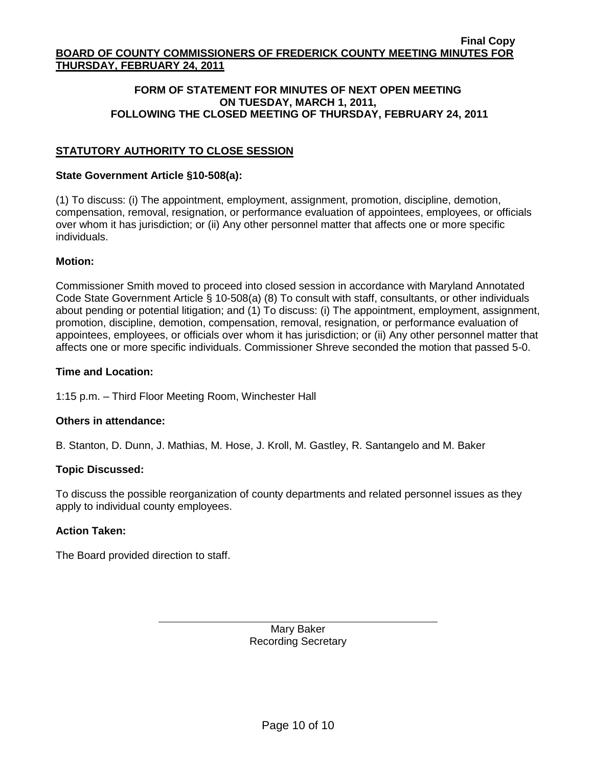**Final Copy**

**BOARD OF COUNTY COMMISSIONERS OF FREDERICK COUNTY MEETING MINUTES FOR THURSDAY, FEBRUARY 24, 2011**

**FORM OF STATEMENT FOR MINUTES OF NEXT OPEN MEETING ON TUESDAY, MARCH 1, 2011, FOLLOWING THE CLOSED MEETING OF THURSDAY, FEBRUARY 24, 2011**

## STATUTORY AUTHORITY TO CLOSE SESSION

**State Government Article §10-508(a):**

(1) To discuss: (i) The appointment, employment, assignment, promotion, discipline, demotion, compensation, removal, resignation, or performance evaluation of appointees, employees, or officials over whom it has jurisdiction; or (ii) Any other personnel matter that affects one or more specific individuals.

**Motion:**

Commissioner Smith moved to proceed into closed session in accordance with Maryland Annotated Code State Government Article § 10-508(a) (8) To consult with staff, consultants, or other individuals about pending or potential litigation; and (1) To discuss: (i) The appointment, employment, assignment, promotion, discipline, demotion, compensation, removal, resignation, or performance evaluation of appointees, employees, or officials over whom it has jurisdiction; or (ii) Any other personnel matter that affects one or more specific individuals. Commissioner Shreve seconded the motion that passed 5-0.

**Time and Location:**

1:15 p.m. – Third Floor Meeting Room, Winchester Hall

**Others in attendance:**

B. Stanton, D. Dunn, J. Mathias, M. Hose, J. Kroll, M. Gastley, R. Santangelo and M. Baker

**Topic Discussed:**

To discuss the possible reorganization of county departments and related personnel issues as they apply to individual county employees.

**Action Taken:**

The Board provided direction to staff.

Mary Baker
Recording Secretary